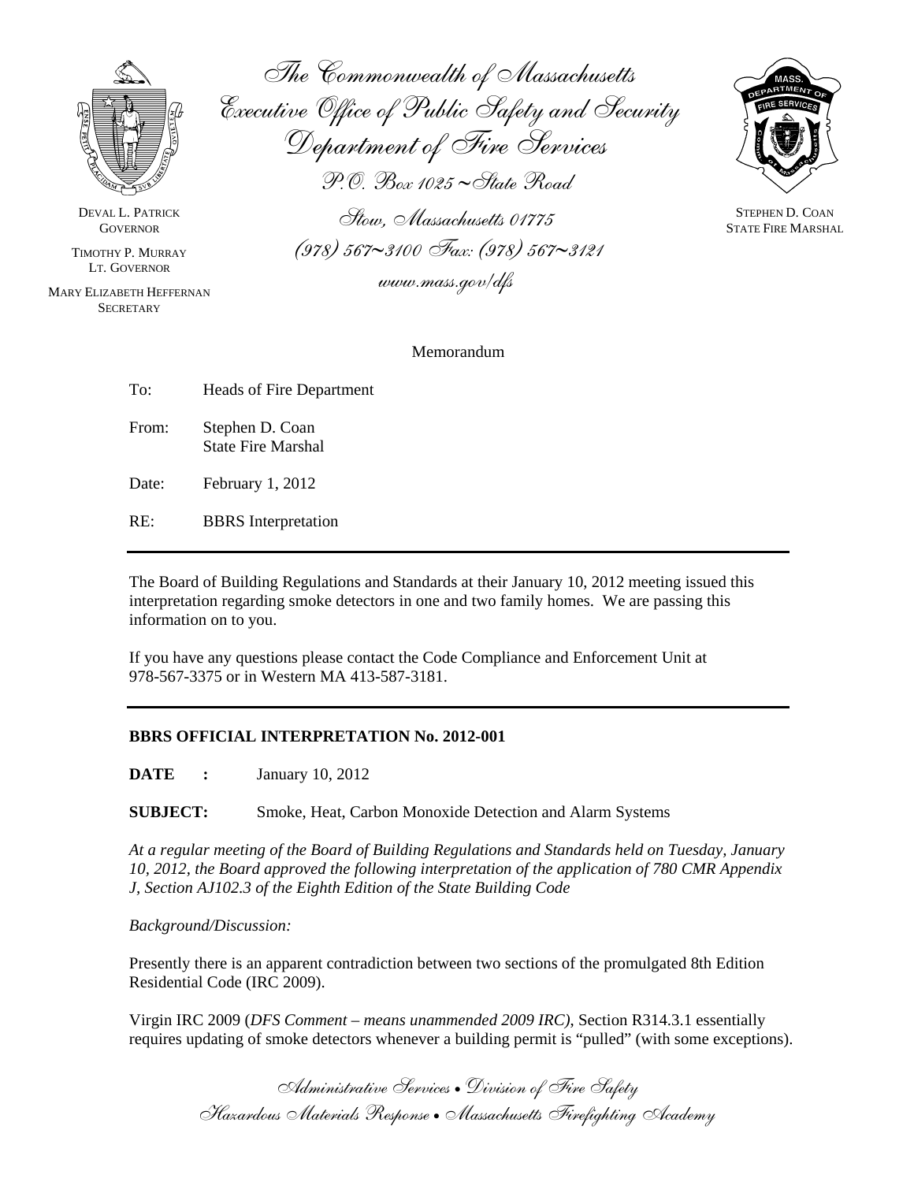# The Commonwealth of Massachusetts
## Executive Office of Public Safety and Security
## Department of Fire Services

P.O. Box 1025 ~ State Road
Stow, Massachusetts 01775
(978) 567~3100 Fax: (978) 567~3121
www.mass.gov/dfs

DEVAL L. PATRICK
GOVERNOR

TIMOTHY P. MURRAY
LT. GOVERNOR

MARY ELIZABETH HEFFERNAN
SECRETARY

STEPHEN D. COAN
STATE FIRE MARSHAL

Memorandum

To: Heads of Fire Department

From: Stephen D. Coan
State Fire Marshal

Date: February 1, 2012

RE: BBRS Interpretation

---

The Board of Building Regulations and Standards at their January 10, 2012 meeting issued this interpretation regarding smoke detectors in one and two family homes. We are passing this information on to you.

If you have any questions please contact the Code Compliance and Enforcement Unit at 978-567-3375 or in Western MA 413-587-3181.

---

**BBRS OFFICIAL INTERPRETATION No. 2012-001**

**DATE :** January 10, 2012

**SUBJECT:** Smoke, Heat, Carbon Monoxide Detection and Alarm Systems

*At a regular meeting of the Board of Building Regulations and Standards held on Tuesday, January 10, 2012, the Board approved the following interpretation of the application of 780 CMR Appendix J, Section AJ102.3 of the Eighth Edition of the State Building Code*

*Background/Discussion:*

Presently there is an apparent contradiction between two sections of the promulgated 8th Edition Residential Code (IRC 2009).

Virgin IRC 2009 (*DFS Comment – means unammended 2009 IRC)*, Section R314.3.1 essentially requires updating of smoke detectors whenever a building permit is "pulled" (with some exceptions).

Administrative Services • Division of Fire Safety
Hazardous Materials Response • Massachusetts Firefighting Academy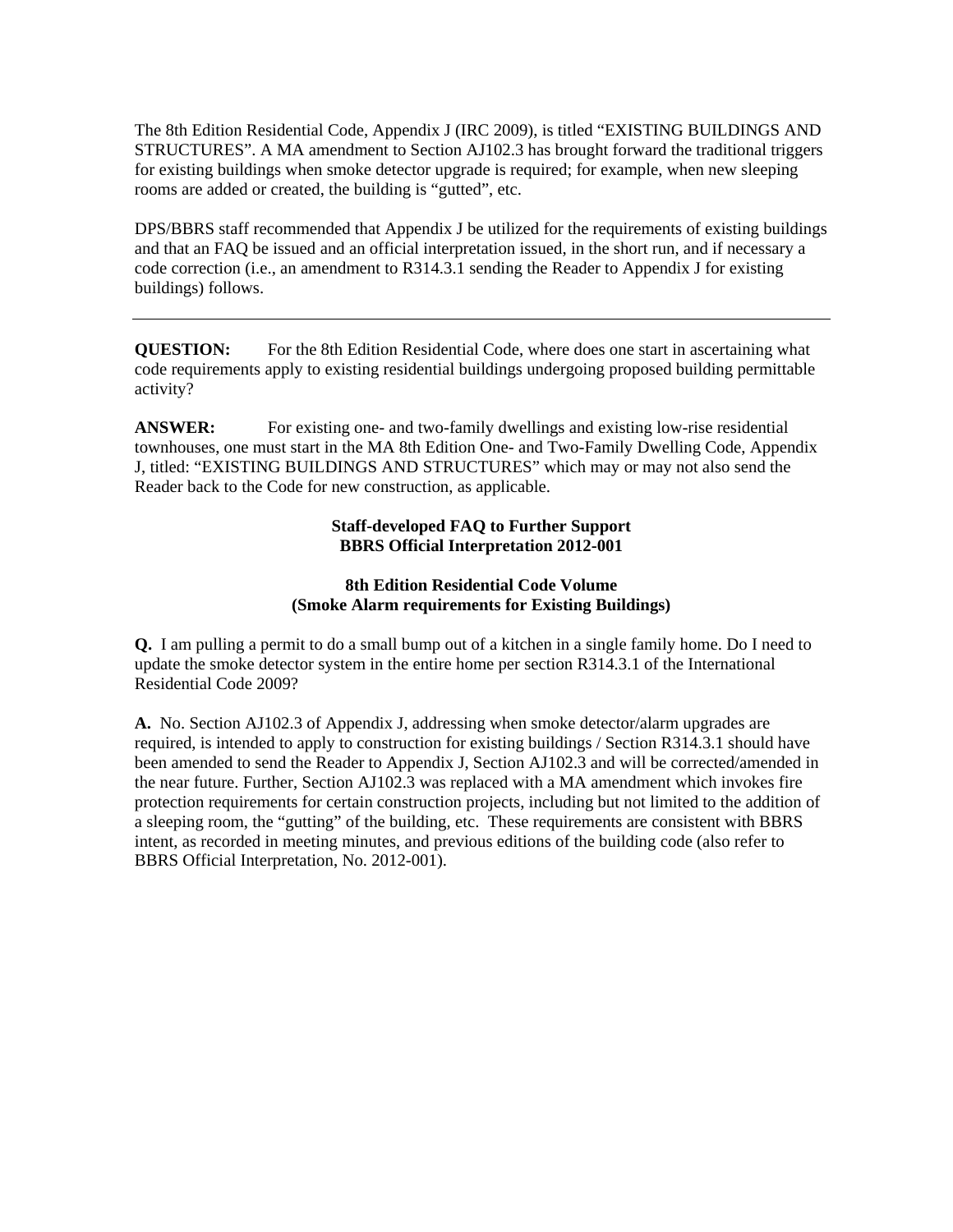The 8th Edition Residential Code, Appendix J (IRC 2009), is titled "EXISTING BUILDINGS AND STRUCTURES". A MA amendment to Section AJ102.3 has brought forward the traditional triggers for existing buildings when smoke detector upgrade is required; for example, when new sleeping rooms are added or created, the building is "gutted", etc.

DPS/BBRS staff recommended that Appendix J be utilized for the requirements of existing buildings and that an FAQ be issued and an official interpretation issued, in the short run, and if necessary a code correction (i.e., an amendment to R314.3.1 sending the Reader to Appendix J for existing buildings) follows.

---

**QUESTION:** For the 8th Edition Residential Code, where does one start in ascertaining what code requirements apply to existing residential buildings undergoing proposed building permittable activity?

**ANSWER:** For existing one- and two-family dwellings and existing low-rise residential townhouses, one must start in the MA 8th Edition One- and Two-Family Dwelling Code, Appendix J, titled: "EXISTING BUILDINGS AND STRUCTURES" which may or may not also send the Reader back to the Code for new construction, as applicable.

**Staff-developed FAQ to Further Support**
**BBRS Official Interpretation 2012-001**

**8th Edition Residential Code Volume**
**(Smoke Alarm requirements for Existing Buildings)**

**Q.** I am pulling a permit to do a small bump out of a kitchen in a single family home. Do I need to update the smoke detector system in the entire home per section R314.3.1 of the International Residential Code 2009?

**A.** No. Section AJ102.3 of Appendix J, addressing when smoke detector/alarm upgrades are required, is intended to apply to construction for existing buildings / Section R314.3.1 should have been amended to send the Reader to Appendix J, Section AJ102.3 and will be corrected/amended in the near future. Further, Section AJ102.3 was replaced with a MA amendment which invokes fire protection requirements for certain construction projects, including but not limited to the addition of a sleeping room, the "gutting" of the building, etc. These requirements are consistent with BBRS intent, as recorded in meeting minutes, and previous editions of the building code (also refer to BBRS Official Interpretation, No. 2012-001).